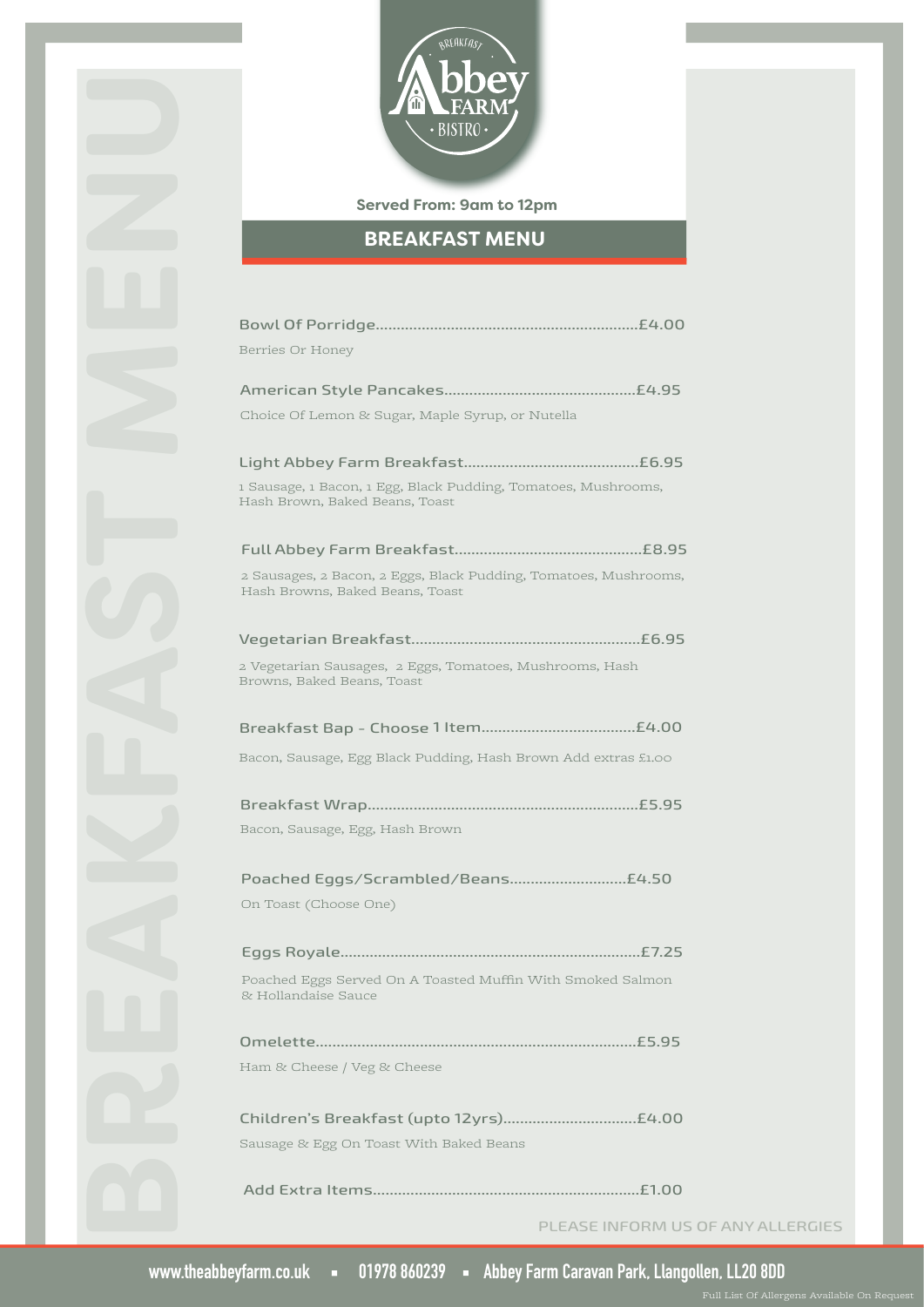Breakfast Abbey Farm Bistro

Served From: 9am to 12pm

## BREAKFAST MENU

**Bowl Of Porridge**..............................................................£4.00

Berries Or Honey

**American Style Pancakes**.............................................£4.95

Choice Of Lemon & Sugar, Maple Syrup, or Nutella

**Light Abbey Farm Breakfast**.........................................£6.95

1 Sausage, 1 Bacon, 1 Egg, Black Pudding, Tomatoes, Mushrooms, Hash Brown, Baked Beans, Toast

**Full Abbey Farm Breakfast**............................................£8.95

2 Sausages, 2 Bacon, 2 Eggs, Black Pudding, Tomatoes, Mushrooms, Hash Browns, Baked Beans, Toast

**Vegetarian Breakfast**......................................................£6.95

2 Vegetarian Sausages, 2 Eggs, Tomatoes, Mushrooms, Hash Browns, Baked Beans, Toast

**Breakfast Bap - Choose 1 Item**....................................£4.00

Bacon, Sausage, Egg Black Pudding, Hash Brown Add extras £1.00

**Breakfast Wrap**................................................................£5.95

Bacon, Sausage, Egg, Hash Brown

**Poached Eggs/Scrambled/Beans**............................£4.50

On Toast (Choose One)

**Eggs Royale**.......................................................................£7.25

Poached Eggs Served On A Toasted Muffin With Smoked Salmon & Hollandaise Sauce

**Omelette**............................................................................£5.95

Ham & Cheese / Veg & Cheese

**Children's Breakfast (upto 12yrs)**...............................£4.00

Sausage & Egg On Toast With Baked Beans

**Add Extra Items**...............................................................£1.00

PLEASE INFORM US OF ANY ALLERGIES

www.theabbeyfarm.co.uk ▪ 01978 860239 ▪ Abbey Farm Caravan Park, Llangollen, LL20 8DD

Full List Of Allergens Available On Request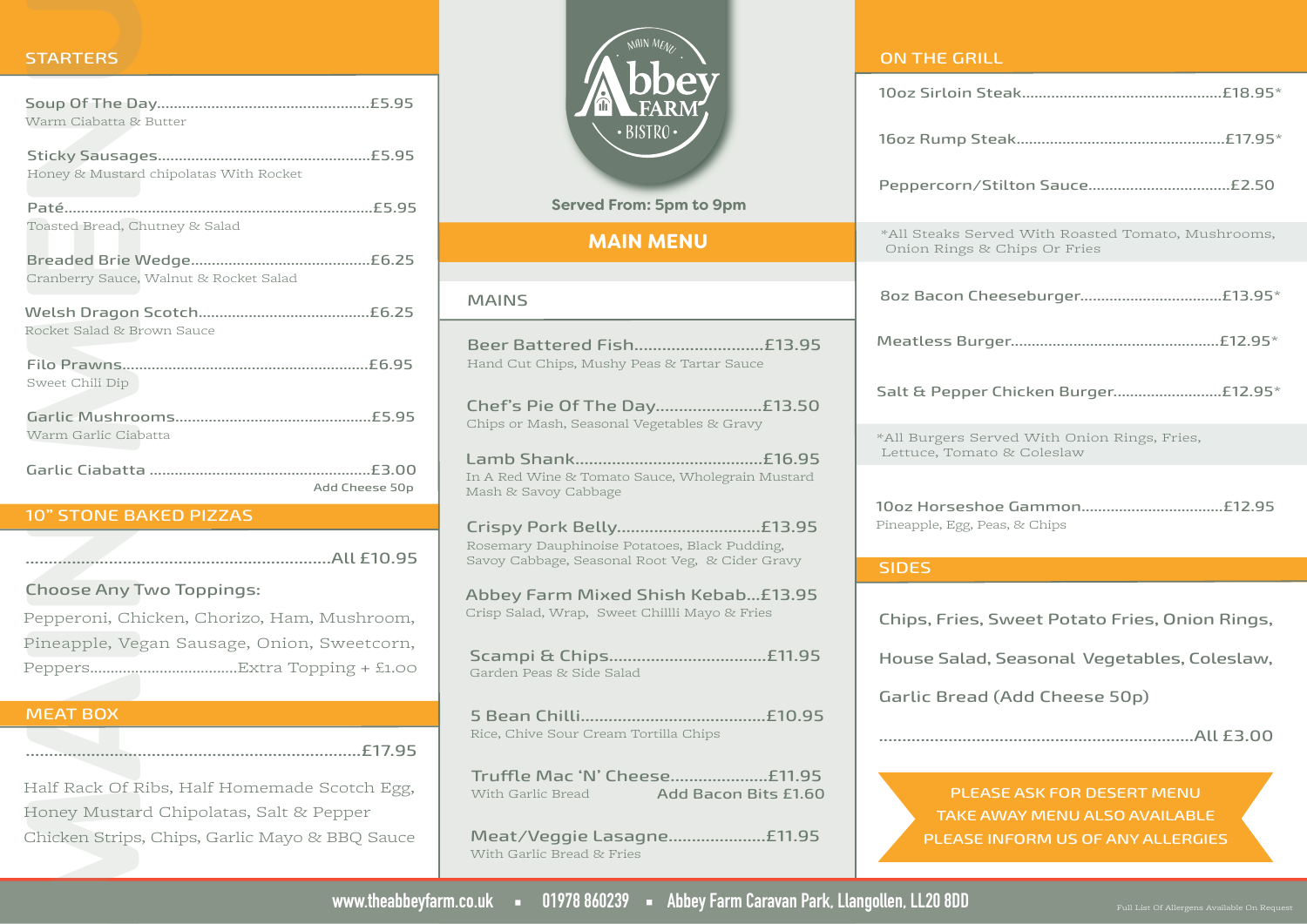# Abbey Farm Bistro — Main Menu

Served From: 5pm to 9pm

## MAIN MENU

## STARTERS

**Soup Of The Day** ... £5.95
Warm Ciabatta & Butter

**Sticky Sausages** ... £5.95
Honey & Mustard chipolatas With Rocket

**Paté** ... £5.95
Toasted Bread, Chutney & Salad

**Breaded Brie Wedge** ... £6.25
Cranberry Sauce, Walnut & Rocket Salad

**Welsh Dragon Scotch** ... £6.25
Rocket Salad & Brown Sauce

**Filo Prawns** ... £6.95
Sweet Chili Dip

**Garlic Mushrooms** ... £5.95
Warm Garlic Ciabatta

**Garlic Ciabatta** ... £3.00
Add Cheese 50p

## 10" STONE BAKED PIZZAS

... All £10.95

Choose Any Two Toppings:

Pepperoni, Chicken, Chorizo, Ham, Mushroom, Pineapple, Vegan Sausage, Onion, Sweetcorn, Peppers ... Extra Topping + £1.00

## MEAT BOX

... £17.95

Half Rack Of Ribs, Half Homemade Scotch Egg, Honey Mustard Chipolatas, Salt & Pepper Chicken Strips, Chips, Garlic Mayo & BBQ Sauce

## MAINS

**Beer Battered Fish** ... £13.95
Hand Cut Chips, Mushy Peas & Tartar Sauce

**Chef's Pie Of The Day** ... £13.50
Chips or Mash, Seasonal Vegetables & Gravy

**Lamb Shank** ... £16.95
In A Red Wine & Tomato Sauce, Wholegrain Mustard Mash & Savoy Cabbage

**Crispy Pork Belly** ... £13.95
Rosemary Dauphinoise Potatoes, Black Pudding, Savoy Cabbage, Seasonal Root Veg, & Cider Gravy

**Abbey Farm Mixed Shish Kebab** ... £13.95
Crisp Salad, Wrap, Sweet Chillli Mayo & Fries

**Scampi & Chips** ... £11.95
Garden Peas & Side Salad

**5 Bean Chilli** ... £10.95
Rice, Chive Sour Cream Tortilla Chips

**Truffle Mac 'N' Cheese** ... £11.95
With Garlic Bread — Add Bacon Bits £1.60

**Meat/Veggie Lasagne** ... £11.95
With Garlic Bread & Fries

## ON THE GRILL

**10oz Sirloin Steak** ... £18.95*

**16oz Rump Steak** ... £17.95*

**Peppercorn/Stilton Sauce** ... £2.50

*All Steaks Served With Roasted Tomato, Mushrooms, Onion Rings & Chips Or Fries

**8oz Bacon Cheeseburger** ... £13.95*

**Meatless Burger** ... £12.95*

**Salt & Pepper Chicken Burger** ... £12.95*

*All Burgers Served With Onion Rings, Fries, Lettuce, Tomato & Coleslaw

**10oz Horseshoe Gammon** ... £12.95
Pineapple, Egg, Peas, & Chips

## SIDES

Chips, Fries, Sweet Potato Fries, Onion Rings, House Salad, Seasonal Vegetables, Coleslaw, Garlic Bread (Add Cheese 50p)

... All £3.00

PLEASE ASK FOR DESERT MENU
TAKE AWAY MENU ALSO AVAILABLE
PLEASE INFORM US OF ANY ALLERGIES

www.theabbeyfarm.co.uk ▪ 01978 860239 ▪ Abbey Farm Caravan Park, Llangollen, LL20 8DD

Full List Of Allergens Available On Request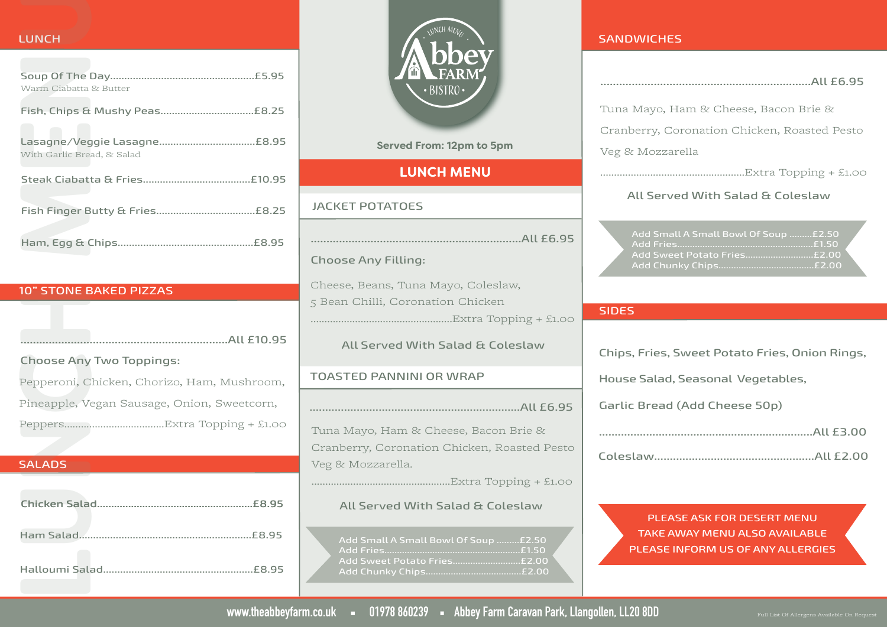# Abbey Farm Bistro

LUNCH MENU

Served From: 12pm to 5pm

## LUNCH MENU

## LUNCH

Soup Of The Day..................................................£5.95
Warm Ciabatta & Butter

Fish, Chips & Mushy Peas................................£8.25

Lasagne/Veggie Lasagne.................................£8.95
With Garlic Bread, & Salad

Steak Ciabatta & Fries.....................................£10.95

Fish Finger Butty & Fries..................................£8.25

Ham, Egg & Chips................................................£8.95

## 10" STONE BAKED PIZZAS

..................................................................All £10.95

Choose Any Two Toppings:

Pepperoni, Chicken, Chorizo, Ham, Mushroom, Pineapple, Vegan Sausage, Onion, Sweetcorn, Peppers...................................Extra Topping + £1.00

## SALADS

Chicken Salad......................................................£8.95

Ham Salad............................................................£8.95

Halloumi Salad....................................................£8.95

## JACKET POTATOES

..................................................................All £6.95

Choose Any Filling:

Cheese, Beans, Tuna Mayo, Coleslaw, 5 Bean Chilli, Coronation Chicken
.................................................Extra Topping + £1.00

All Served With Salad & Coleslaw

## TOASTED PANNINI OR WRAP

..................................................................All £6.95

Tuna Mayo, Ham & Cheese, Bacon Brie & Cranberry, Coronation Chicken, Roasted Pesto Veg & Mozzarella.
.................................................Extra Topping + £1.00

All Served With Salad & Coleslaw

Add Small A Small Bowl Of Soup .........£2.50
Add Fries....................................................£1.50
Add Sweet Potato Fries..........................£2.00
Add Chunky Chips.....................................£2.00

## SANDWICHES

..................................................................All £6.95

Tuna Mayo, Ham & Cheese, Bacon Brie & Cranberry, Coronation Chicken, Roasted Pesto Veg & Mozzarella
.................................................Extra Topping + £1.00

All Served With Salad & Coleslaw

Add Small A Small Bowl Of Soup .........£2.50
Add Fries....................................................£1.50
Add Sweet Potato Fries..........................£2.00
Add Chunky Chips.....................................£2.00

## SIDES

Chips, Fries, Sweet Potato Fries, Onion Rings,

House Salad, Seasonal Vegetables,

Garlic Bread (Add Cheese 50p)

..................................................................All £3.00

Coleslaw..................................................All £2.00

PLEASE ASK FOR DESERT MENU
TAKE AWAY MENU ALSO AVAILABLE
PLEASE INFORM US OF ANY ALLERGIES

www.theabbeyfarm.co.uk ▪ 01978 860239 ▪ Abbey Farm Caravan Park, Llangollen, LL20 8DD

Full List Of Allergens Available On Request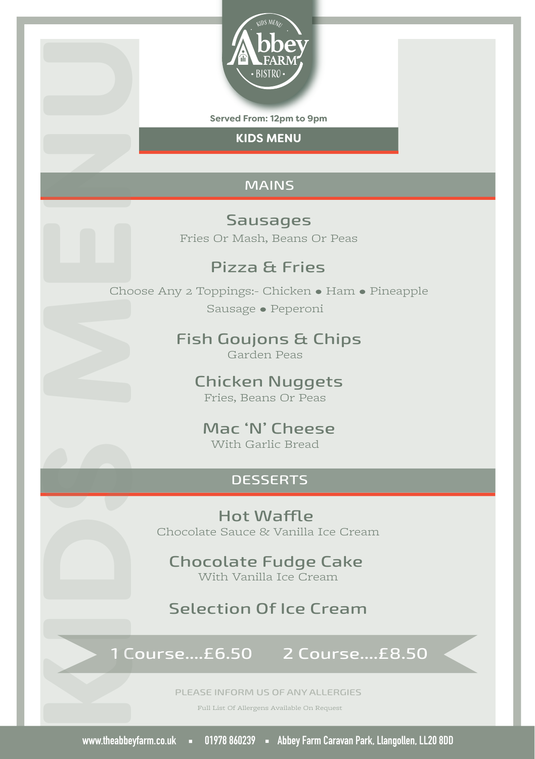Served From: 12pm to 9pm

# KIDS MENU

## MAINS

### Sausages
Fries Or Mash, Beans Or Peas

### Pizza & Fries
Choose Any 2 Toppings:- Chicken • Ham • Pineapple
Sausage • Peperoni

### Fish Goujons & Chips
Garden Peas

### Chicken Nuggets
Fries, Beans Or Peas

### Mac 'N' Cheese
With Garlic Bread

## DESSERTS

### Hot Waffle
Chocolate Sauce & Vanilla Ice Cream

### Chocolate Fudge Cake
With Vanilla Ice Cream

### Selection Of Ice Cream

**1 Course....£6.50    2 Course....£8.50**

PLEASE INFORM US OF ANY ALLERGIES

Full List Of Allergens Available On Request

www.theabbeyfarm.co.uk ▪ 01978 860239 ▪ Abbey Farm Caravan Park, Llangollen, LL20 8DD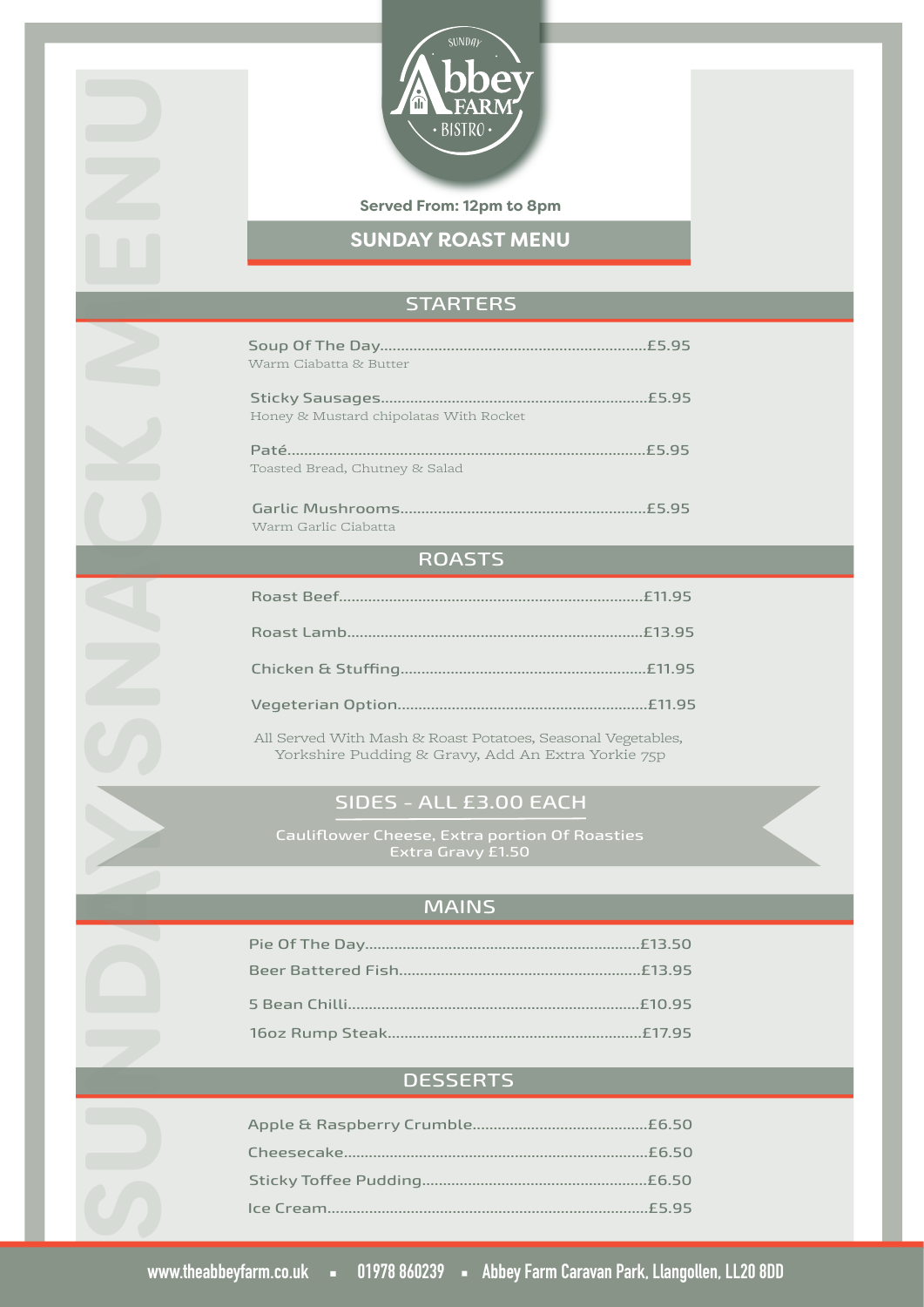SUNDAY

# Abbey FARM

BISTRO

**Served From: 12pm to 8pm**

## SUNDAY ROAST MENU

### STARTERS

Soup Of The Day.....................................................................£5.95
Warm Ciabatta & Butter

Sticky Sausages.......................................................................£5.95
Honey & Mustard chipolatas With Rocket

Paté...........................................................................................£5.95
Toasted Bread, Chutney & Salad

Garlic Mushrooms.................................................................£5.95
Warm Garlic Ciabatta

### ROASTS

Roast Beef...............................................................................£11.95

Roast Lamb.............................................................................£13.95

Chicken & Stuffing.................................................................£11.95

Vegeterian Option..................................................................£11.95

All Served With Mash & Roast Potatoes, Seasonal Vegetables, Yorkshire Pudding & Gravy, Add An Extra Yorkie 75p

### SIDES - ALL £3.00 EACH

Cauliflower Cheese, Extra portion Of Roasties
Extra Gravy £1.50

### MAINS

Pie Of The Day........................................................................£13.50

Beer Battered Fish.................................................................£13.95

5 Bean Chilli............................................................................£10.95

16oz Rump Steak....................................................................£17.95

### DESSERTS

Apple & Raspberry Crumble.................................................£6.50

Cheesecake.............................................................................£6.50

Sticky Toffee Pudding...........................................................£6.50

Ice Cream................................................................................£5.95

SUNDAY SNACK MENU

www.theabbeyfarm.co.uk ▪ 01978 860239 ▪ Abbey Farm Caravan Park, Llangollen, LL20 8DD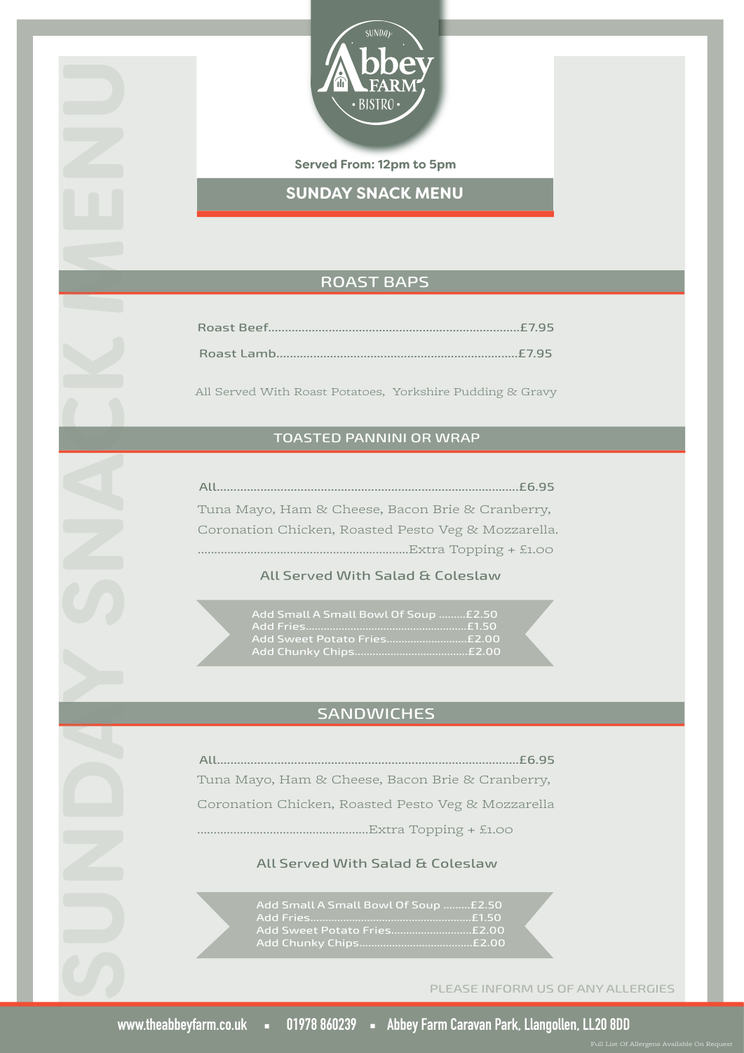Sunday Abbey Farm Bistro

Served From: 12pm to 5pm

# SUNDAY SNACK MENU

## ROAST BAPS

Roast Beef..........................................................................£7.95

Roast Lamb.......................................................................£7.95

All Served With Roast Potatoes, Yorkshire Pudding & Gravy

## TOASTED PANNINI OR WRAP

All.........................................................................................£6.95

Tuna Mayo, Ham & Cheese, Bacon Brie & Cranberry, Coronation Chicken, Roasted Pesto Veg & Mozzarella.

..............................................................Extra Topping + £1.00

All Served With Salad & Coleslaw

Add Small A Small Bowl Of Soup .........£2.50
Add Fries......................................................£1.50
Add Sweet Potato Fries...........................£2.00
Add Chunky Chips......................................£2.00

## SANDWICHES

All.........................................................................................£6.95

Tuna Mayo, Ham & Cheese, Bacon Brie & Cranberry,

Coronation Chicken, Roasted Pesto Veg & Mozzarella

...................................................Extra Topping + £1.00

All Served With Salad & Coleslaw

Add Small A Small Bowl Of Soup .........£2.50
Add Fries......................................................£1.50
Add Sweet Potato Fries...........................£2.00
Add Chunky Chips......................................£2.00

PLEASE INFORM US OF ANY ALLERGIES

www.theabbeyfarm.co.uk ▪ 01978 860239 ▪ Abbey Farm Caravan Park, Llangollen, LL20 8DD

Full List Of Allergens Available On Request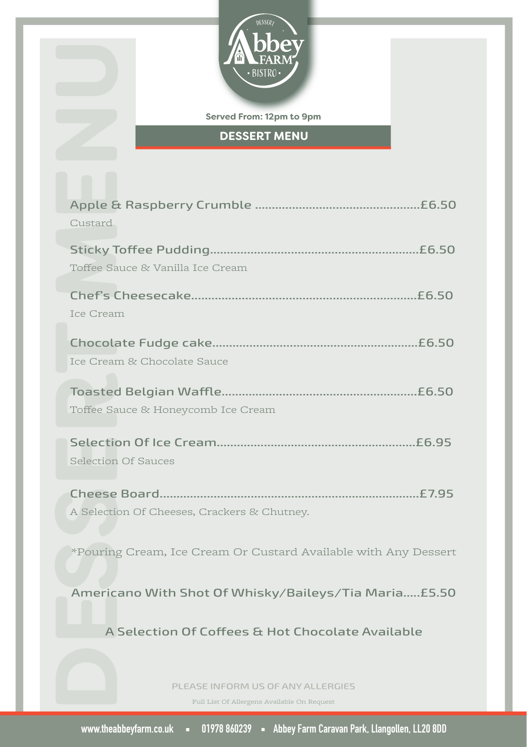Served From: 12pm to 9pm

## DESSERT MENU

**Apple & Raspberry Crumble** ................................................ **£6.50**
Custard

**Sticky Toffee Pudding**............................................................ **£6.50**
Toffee Sauce & Vanilla Ice Cream

**Chef's Cheesecake**.................................................................. **£6.50**
Ice Cream

**Chocolate Fudge cake**........................................................... **£6.50**
Ice Cream & Chocolate Sauce

**Toasted Belgian Waffle**........................................................ **£6.50**
Toffee Sauce & Honeycomb Ice Cream

**Selection Of Ice Cream**......................................................... **£6.95**
Selection Of Sauces

**Cheese Board**........................................................................... **£7.95**
A Selection Of Cheeses, Crackers & Chutney.

*Pouring Cream, Ice Cream Or Custard Available with Any Dessert

**Americano With Shot Of Whisky/Baileys/Tia Maria**.....**£5.50**

**A Selection Of Coffees & Hot Chocolate Available**

PLEASE INFORM US OF ANY ALLERGIES

Full List Of Allergens Available On Request

www.theabbeyfarm.co.uk ▪ 01978 860239 ▪ Abbey Farm Caravan Park, Llangollen, LL20 8DD